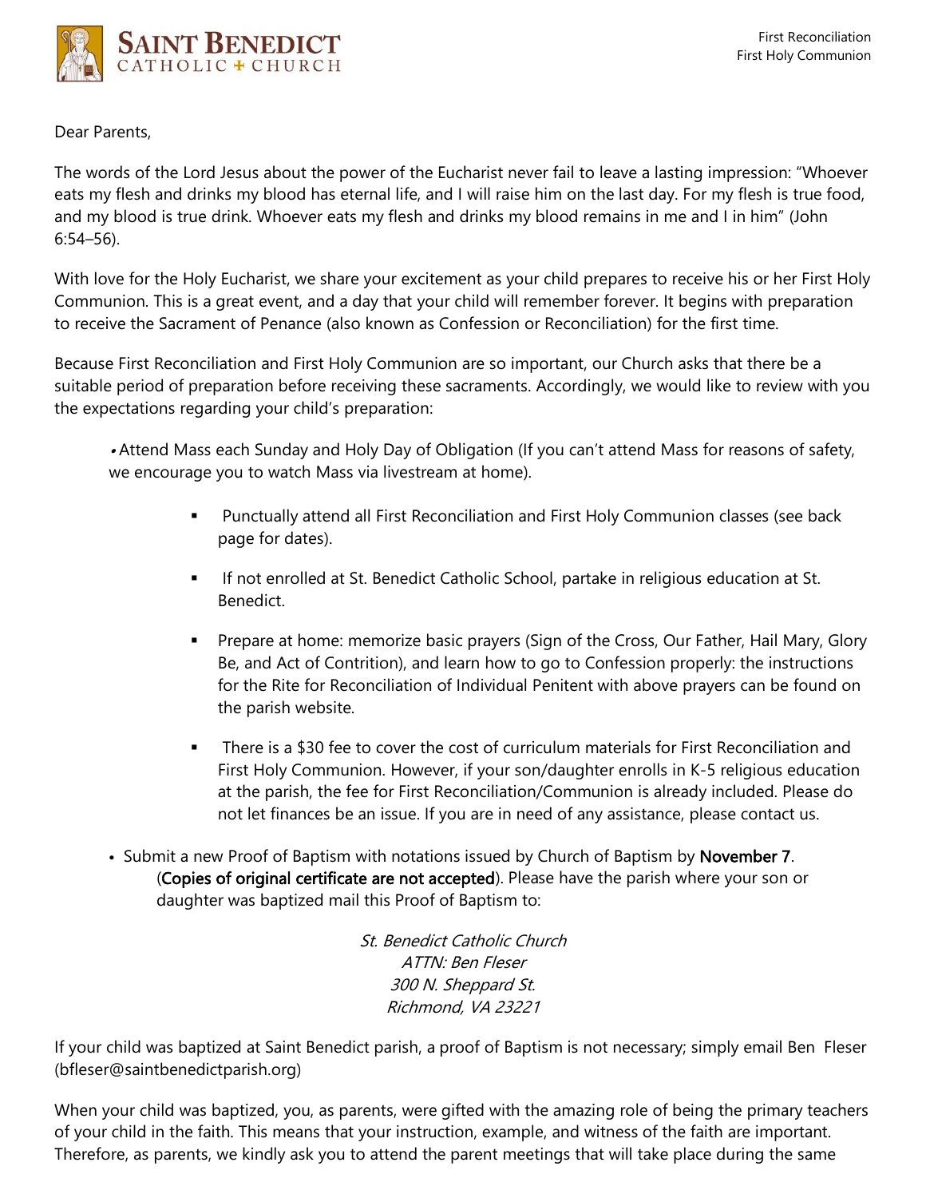First Reconciliation
First Holy Communion

Dear Parents,

The words of the Lord Jesus about the power of the Eucharist never fail to leave a lasting impression: "Whoever eats my flesh and drinks my blood has eternal life, and I will raise him on the last day. For my flesh is true food, and my blood is true drink. Whoever eats my flesh and drinks my blood remains in me and I in him" (John 6:54–56).

With love for the Holy Eucharist, we share your excitement as your child prepares to receive his or her First Holy Communion. This is a great event, and a day that your child will remember forever. It begins with preparation to receive the Sacrament of Penance (also known as Confession or Reconciliation) for the first time.

Because First Reconciliation and First Holy Communion are so important, our Church asks that there be a suitable period of preparation before receiving these sacraments. Accordingly, we would like to review with you the expectations regarding your child's preparation:

- Attend Mass each Sunday and Holy Day of Obligation (If you can't attend Mass for reasons of safety, we encourage you to watch Mass via livestream at home).
  - Punctually attend all First Reconciliation and First Holy Communion classes (see back page for dates).
  - If not enrolled at St. Benedict Catholic School, partake in religious education at St. Benedict.
  - Prepare at home: memorize basic prayers (Sign of the Cross, Our Father, Hail Mary, Glory Be, and Act of Contrition), and learn how to go to Confession properly: the instructions for the Rite for Reconciliation of Individual Penitent with above prayers can be found on the parish website.
  - There is a $30 fee to cover the cost of curriculum materials for First Reconciliation and First Holy Communion. However, if your son/daughter enrolls in K-5 religious education at the parish, the fee for First Reconciliation/Communion is already included. Please do not let finances be an issue. If you are in need of any assistance, please contact us.
- Submit a new Proof of Baptism with notations issued by Church of Baptism by **November 7**. (**Copies of original certificate are not accepted**). Please have the parish where your son or daughter was baptized mail this Proof of Baptism to:

*St. Benedict Catholic Church*
*ATTN: Ben Fleser*
*300 N. Sheppard St.*
*Richmond, VA 23221*

If your child was baptized at Saint Benedict parish, a proof of Baptism is not necessary; simply email Ben Fleser (bfleser@saintbenedictparish.org)

When your child was baptized, you, as parents, were gifted with the amazing role of being the primary teachers of your child in the faith. This means that your instruction, example, and witness of the faith are important. Therefore, as parents, we kindly ask you to attend the parent meetings that will take place during the same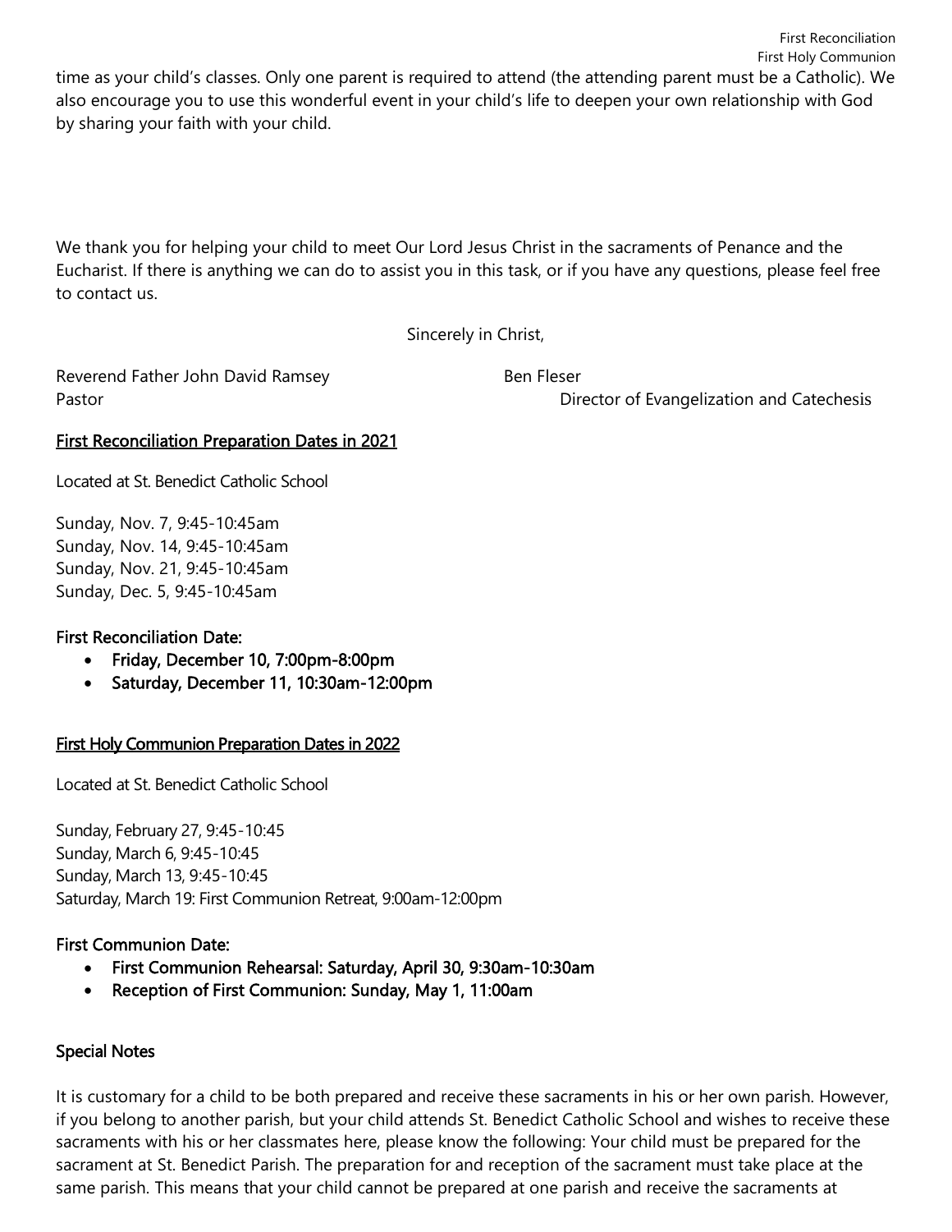time as your child's classes. Only one parent is required to attend (the attending parent must be a Catholic). We also encourage you to use this wonderful event in your child's life to deepen your own relationship with God by sharing your faith with your child.

We thank you for helping your child to meet Our Lord Jesus Christ in the sacraments of Penance and the Eucharist. If there is anything we can do to assist you in this task, or if you have any questions, please feel free to contact us.

Sincerely in Christ,

Reverend Father John David Ramsey
Pastor

Ben Fleser
Director of Evangelization and Catechesis

## First Reconciliation Preparation Dates in 2021

Located at St. Benedict Catholic School

Sunday, Nov. 7, 9:45-10:45am
Sunday, Nov. 14, 9:45-10:45am
Sunday, Nov. 21, 9:45-10:45am
Sunday, Dec. 5, 9:45-10:45am

### First Reconciliation Date:

- **Friday, December 10, 7:00pm-8:00pm**
- **Saturday, December 11, 10:30am-12:00pm**

## First Holy Communion Preparation Dates in 2022

Located at St. Benedict Catholic School

Sunday, February 27, 9:45-10:45
Sunday, March 6, 9:45-10:45
Sunday, March 13, 9:45-10:45
Saturday, March 19: First Communion Retreat, 9:00am-12:00pm

### First Communion Date:

- **First Communion Rehearsal: Saturday, April 30, 9:30am-10:30am**
- **Reception of First Communion: Sunday, May 1, 11:00am**

### Special Notes

It is customary for a child to be both prepared and receive these sacraments in his or her own parish. However, if you belong to another parish, but your child attends St. Benedict Catholic School and wishes to receive these sacraments with his or her classmates here, please know the following: Your child must be prepared for the sacrament at St. Benedict Parish. The preparation for and reception of the sacrament must take place at the same parish. This means that your child cannot be prepared at one parish and receive the sacraments at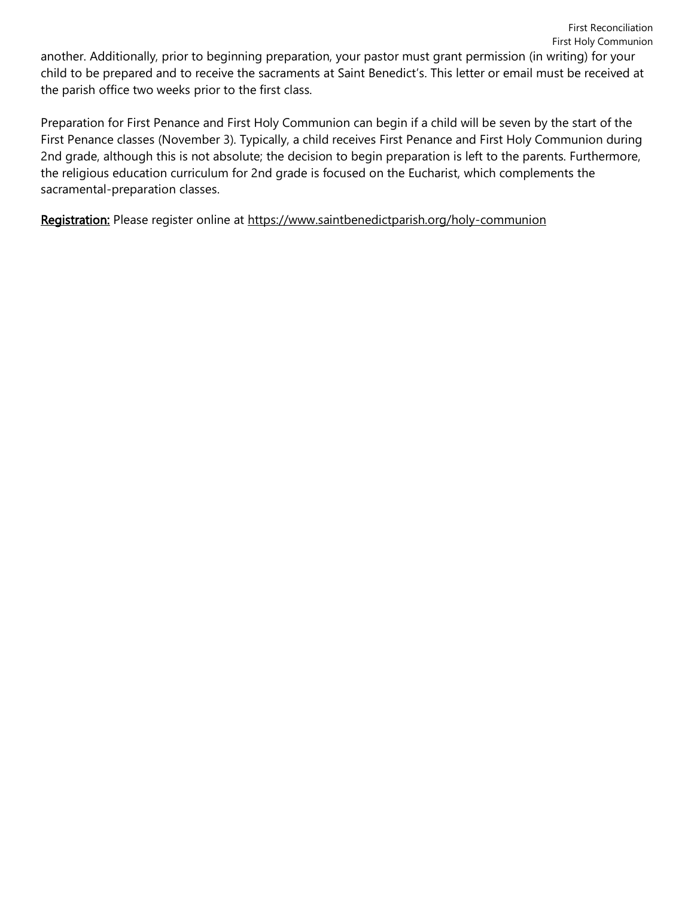another. Additionally, prior to beginning preparation, your pastor must grant permission (in writing) for your child to be prepared and to receive the sacraments at Saint Benedict's. This letter or email must be received at the parish office two weeks prior to the first class.

Preparation for First Penance and First Holy Communion can begin if a child will be seven by the start of the First Penance classes (November 3). Typically, a child receives First Penance and First Holy Communion during 2nd grade, although this is not absolute; the decision to begin preparation is left to the parents. Furthermore, the religious education curriculum for 2nd grade is focused on the Eucharist, which complements the sacramental-preparation classes.

**Registration:** Please register online at https://www.saintbenedictparish.org/holy-communion